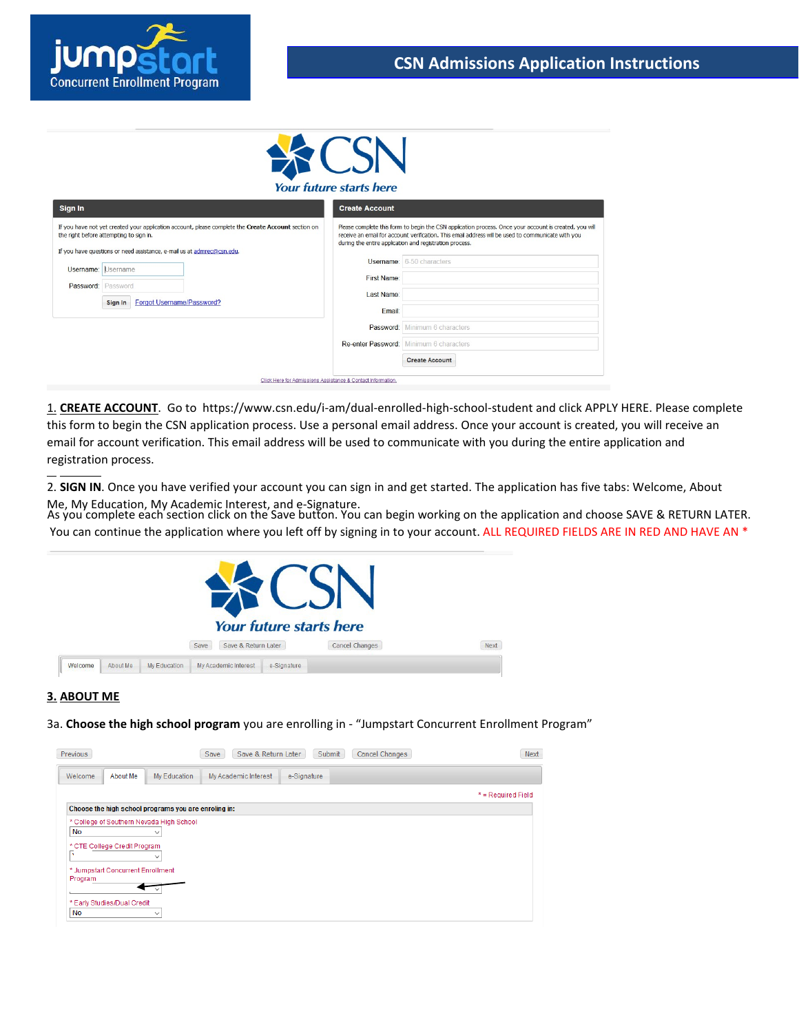# CSN Admissions Application Instructions

**Sign In**

If you have not yet created your application account, please complete the **Create Account** section on the right before attempting to sign in.

If you have questions or need assistance, e-mail us at admrec@csn.edu.

Username:

Password:

Sign In | Forgot Username/Password?

**Create Account**

Please complete this form to begin the CSN application process. Once your account is created, you will receive an email for account verification. This email address will be used to communicate with you during the entire application and registration process.

Username: 6-50 characters

First Name:

Last Name:

Email:

Password: Minimum 6 characters

Re-enter Password: Minimum 6 characters

Create Account

Click Here for Admissions Assistance & Contact Information.

1. **CREATE ACCOUNT**. Go to https://www.csn.edu/i-am/dual-enrolled-high-school-student and click APPLY HERE. Please complete this form to begin the CSN application process. Use a personal email address. Once your account is created, you will receive an email for account verification. This email address will be used to communicate with you during the entire application and registration process.

2. **SIGN IN**. Once you have verified your account you can sign in and get started. The application has five tabs: Welcome, About Me, My Education, My Academic Interest, and e-Signature.
As you complete each section click on the Save button. You can begin working on the application and choose SAVE & RETURN LATER. You can continue the application where you left off by signing in to your account. ALL REQUIRED FIELDS ARE IN RED AND HAVE AN *

Save | Save & Return Later | Cancel Changes | Next

Welcome | About Me | My Education | My Academic Interest | e-Signature

## 3. ABOUT ME

3a. **Choose the high school program** you are enrolling in - "Jumpstart Concurrent Enrollment Program"

Previous | Save | Save & Return Later | Submit | Cancel Changes | Next

Welcome | About Me | My Education | My Academic Interest | e-Signature

* = Required Field

**Choose the high school programs you are enroling in:**

* College of Southern Nevada High School: No

* CTE College Credit Program:

* Jumpstart Concurrent Enrollment Program:

* Early Studies/Dual Credit: No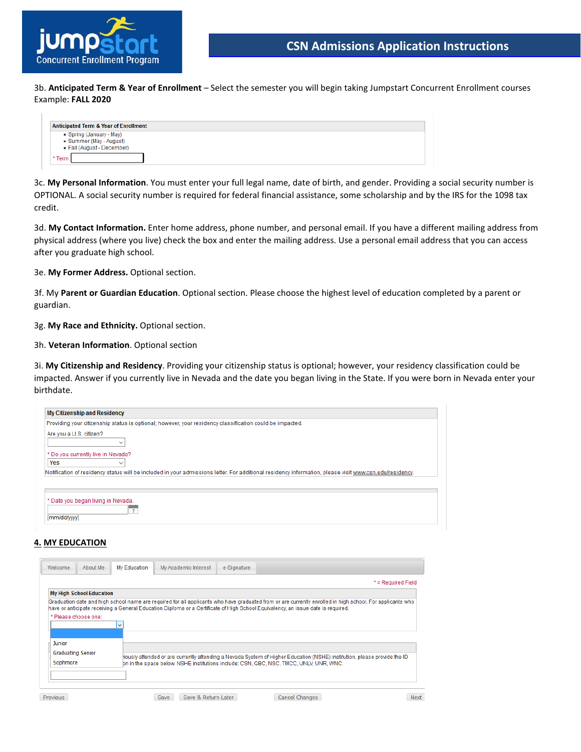3b. **Anticipated Term & Year of Enrollment** – Select the semester you will begin taking Jumpstart Concurrent Enrollment courses Example: **FALL 2020**

**Anticipated Term & Year of Enrollment**

- Spring (January - May)
- Summer (May - August)
- Fall (August - December)

* Term

3c. **My Personal Information**. You must enter your full legal name, date of birth, and gender. Providing a social security number is OPTIONAL. A social security number is required for federal financial assistance, some scholarship and by the IRS for the 1098 tax credit.

3d. **My Contact Information.** Enter home address, phone number, and personal email. If you have a different mailing address from physical address (where you live) check the box and enter the mailing address. Use a personal email address that you can access after you graduate high school.

3e. **My Former Address.** Optional section.

3f. My **Parent or Guardian Education**. Optional section. Please choose the highest level of education completed by a parent or guardian.

3g. **My Race and Ethnicity.** Optional section.

3h. **Veteran Information**. Optional section

3i. **My Citizenship and Residency**. Providing your citizenship status is optional; however, your residency classification could be impacted. Answer if you currently live in Nevada and the date you began living in the State. If you were born in Nevada enter your birthdate.

**My Citizenship and Residency**

Providing your citizenship status is optional; however, your residency classification could be impacted.

Are you a U.S. citizen?

* Do you currently live in Nevada?

Yes

Notification of residency status will be included in your admissions letter. For additional residency information, please visit www.csn.edu/residency.

* Date you began living in Nevada.

[mm/dd/yyyy]

## 4. MY EDUCATION

Welcome | About Me | My Education | My Academic Interest | e-Signature

* = Required Field

**My High School Education**

Graduation date and high school name are required for all applicants who have graduated from or are currently enrolled in high school. For applicants who have or anticipate receiving a General Education Diploma or a Certificate of High School Equivalency, an issue date is required.

* Please choose one:

- Junior
- Graduating Senior
- Sophmore

...iously attended or are currently attending a Nevada System of Higher Education (NSHE) institution, please provide the ID ...n in the space below. NSHE institutions include: CSN, GBC, NSC, TMCC, UNLV, UNR, WNC.

Previous | Save | Save & Return Later | Cancel Changes | Next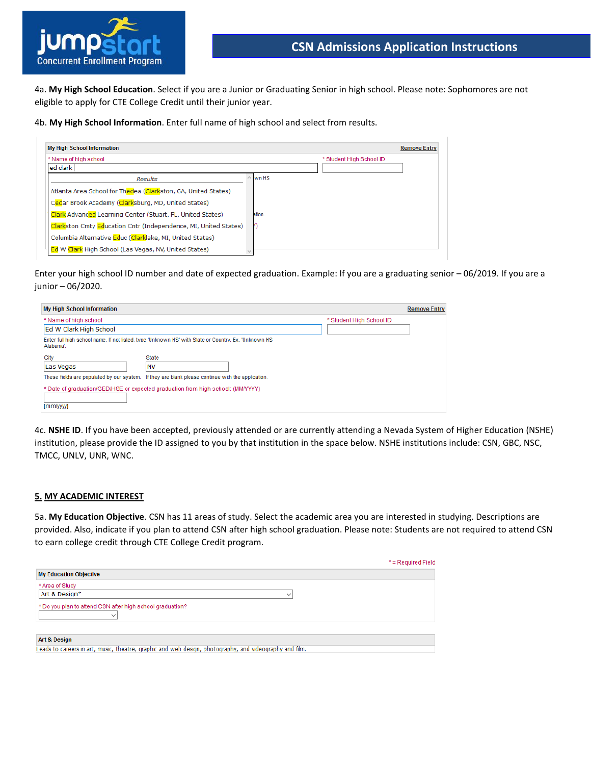4a. **My High School Education**. Select if you are a Junior or Graduating Senior in high school. Please note: Sophomores are not eligible to apply for CTE College Credit until their junior year.

4b. **My High School Information**. Enter full name of high school and select from results.

**My High School Information** — Remove Entry

\* Name of high school: ed clark

\* Student High School ID

*Results*

- Atlanta Area School for Thedea (Clarkston, GA, United States)
- Cedar Brook Academy (Clarksburg, MD, United States)
- Clark Advanced Learning Center (Stuart, FL, United States)
- Clarkston Cmty Education Cntr (Independence, MI, United States)
- Columbia Alternative Educ (Clarklake, MI, United States)
- Ed W Clark High School (Las Vegas, NV, United States)

Enter your high school ID number and date of expected graduation. Example: If you are a graduating senior – 06/2019. If you are a junior – 06/2020.

**My High School Information** — Remove Entry

\* Name of high school: Ed W Clark High School

\* Student High School ID

Enter full high school name. If not listed, type 'Unknown HS' with State or Country. Ex. 'Unknown HS Alabama'.

City: Las Vegas

State: NV

These fields are populated by our system. If they are blank please continue with the application.

\* Date of graduation/GED/HSE or expected graduation from high school: (MM/YYYY)

[mm/yyyy]

4c. **NSHE ID**. If you have been accepted, previously attended or are currently attending a Nevada System of Higher Education (NSHE) institution, please provide the ID assigned to you by that institution in the space below. NSHE institutions include: CSN, GBC, NSC, TMCC, UNLV, UNR, WNC.

## 5. MY ACADEMIC INTEREST

5a. **My Education Objective**. CSN has 11 areas of study. Select the academic area you are interested in studying. Descriptions are provided. Also, indicate if you plan to attend CSN after high school graduation. Please note: Students are not required to attend CSN to earn college credit through CTE College Credit program.

\* = Required Field

**My Education Objective**

\* Area of Study: Art & Design\*

\* Do you plan to attend CSN after high school graduation?

**Art & Design**

Leads to careers in art, music, theatre, graphic and web design, photography, and videography and film.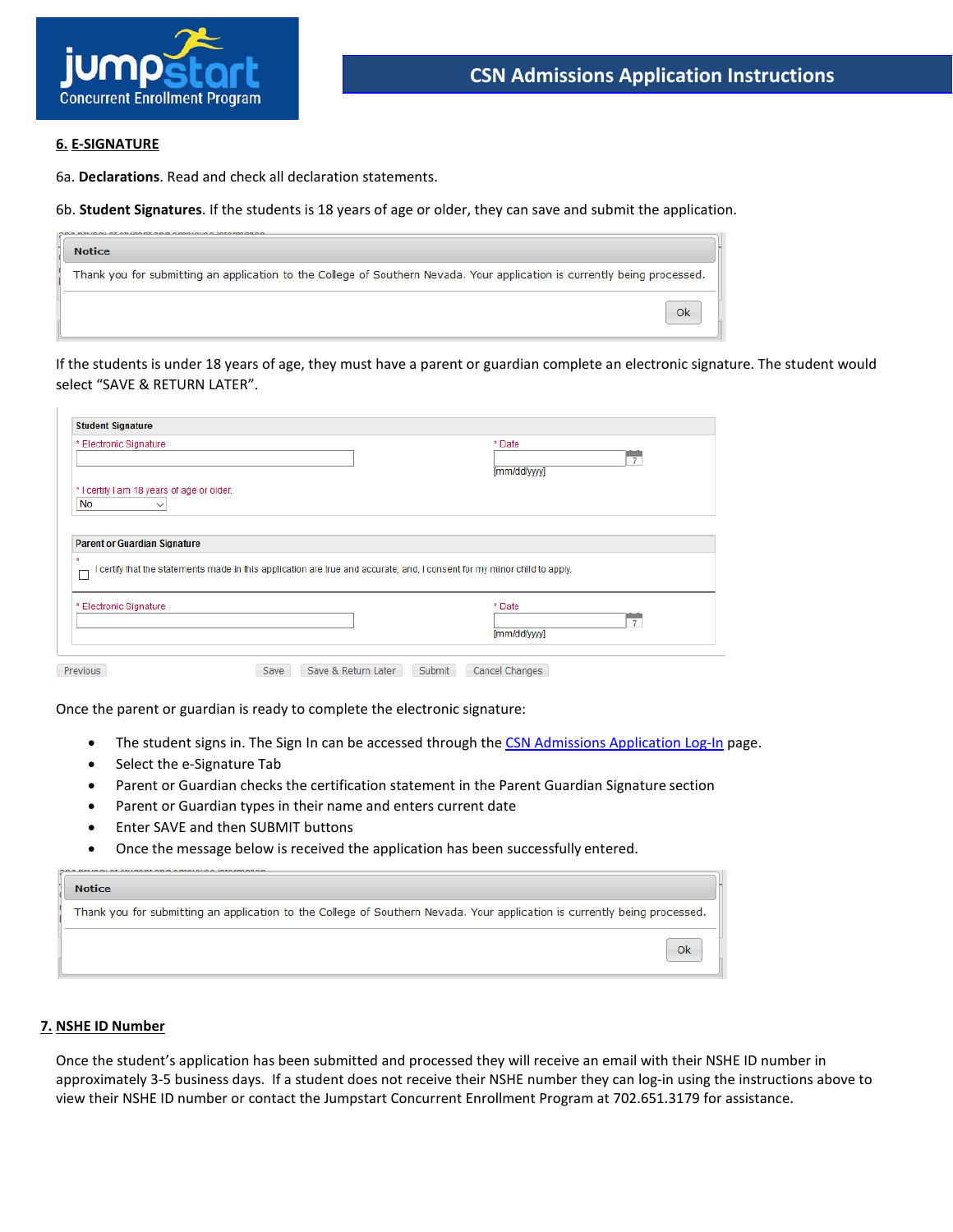## 6. E-SIGNATURE

6a. **Declarations**. Read and check all declaration statements.

6b. **Student Signatures**. If the students is 18 years of age or older, they can save and submit the application.

**Notice**

Thank you for submitting an application to the College of Southern Nevada. Your application is currently being processed.

Ok

If the students is under 18 years of age, they must have a parent or guardian complete an electronic signature. The student would select "SAVE & RETURN LATER".

**Student Signature**

* Electronic Signature

* Date [mm/dd/yyyy]

* I certify I am 18 years of age or older.

No

**Parent or Guardian Signature**

* I certify that the statements made in this application are true and accurate; and, I consent for my minor child to apply.

* Electronic Signature

* Date [mm/dd/yyyy]

Previous | Save | Save & Return Later | Submit | Cancel Changes

Once the parent or guardian is ready to complete the electronic signature:

- The student signs in. The Sign In can be accessed through the CSN Admissions Application Log-In page.
- Select the e-Signature Tab
- Parent or Guardian checks the certification statement in the Parent Guardian Signature section
- Parent or Guardian types in their name and enters current date
- Enter SAVE and then SUBMIT buttons
- Once the message below is received the application has been successfully entered.

**Notice**

Thank you for submitting an application to the College of Southern Nevada. Your application is currently being processed.

Ok

## 7. NSHE ID Number

Once the student's application has been submitted and processed they will receive an email with their NSHE ID number in approximately 3-5 business days. If a student does not receive their NSHE number they can log-in using the instructions above to view their NSHE ID number or contact the Jumpstart Concurrent Enrollment Program at 702.651.3179 for assistance.